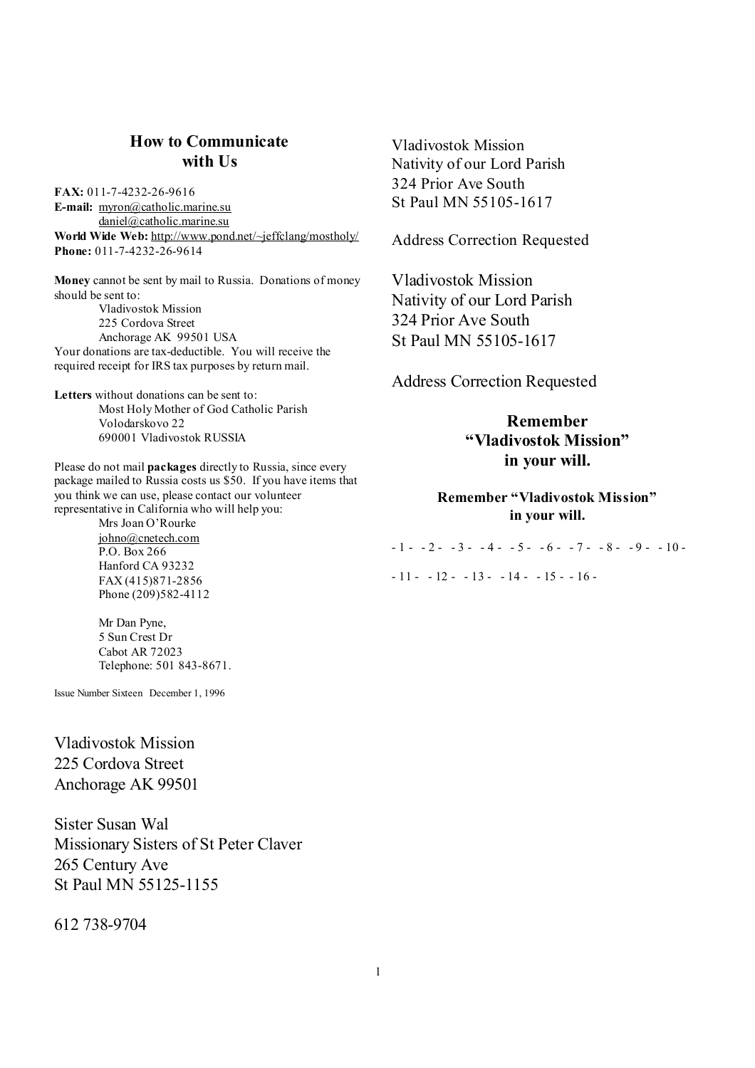## How to Communicate with Us

**FAX:** 011-7-4232-26-9616
**E-mail:** myron@catholic.marine.su
daniel@catholic.marine.su
**World Wide Web:** http://www.pond.net/~jeffclang/mostholy/
**Phone:** 011-7-4232-26-9614

**Money** cannot be sent by mail to Russia. Donations of money should be sent to:

Vladivostok Mission
225 Cordova Street
Anchorage AK 99501 USA

Your donations are tax-deductible. You will receive the required receipt for IRS tax purposes by return mail.

**Letters** without donations can be sent to:

Most Holy Mother of God Catholic Parish
Volodarskovo 22
690001 Vladivostok RUSSIA

Please do not mail **packages** directly to Russia, since every package mailed to Russia costs us $50. If you have items that you think we can use, please contact our volunteer representative in California who will help you:

Mrs Joan O'Rourke
johno@cnetech.com
P.O. Box 266
Hanford CA 93232
FAX (415)871-2856
Phone (209)582-4112

Mr Dan Pyne,
5 Sun Crest Dr
Cabot AR 72023
Telephone: 501 843-8671.

Issue Number Sixteen December 1, 1996

Vladivostok Mission
225 Cordova Street
Anchorage AK 99501

Sister Susan Wal
Missionary Sisters of St Peter Claver
265 Century Ave
St Paul MN 55125-1155

612 738-9704

Vladivostok Mission
Nativity of our Lord Parish
324 Prior Ave South
St Paul MN 55105-1617

Address Correction Requested

Vladivostok Mission
Nativity of our Lord Parish
324 Prior Ave South
St Paul MN 55105-1617

Address Correction Requested

**Remember "Vladivostok Mission" in your will.**

**Remember "Vladivostok Mission" in your will.**

- 1 - - 2 - - 3 - - 4 - - 5 - - 6 - - 7 - - 8 - - 9 - - 10 -

- 11 - - 12 - - 13 - - 14 - - 15 - - 16 -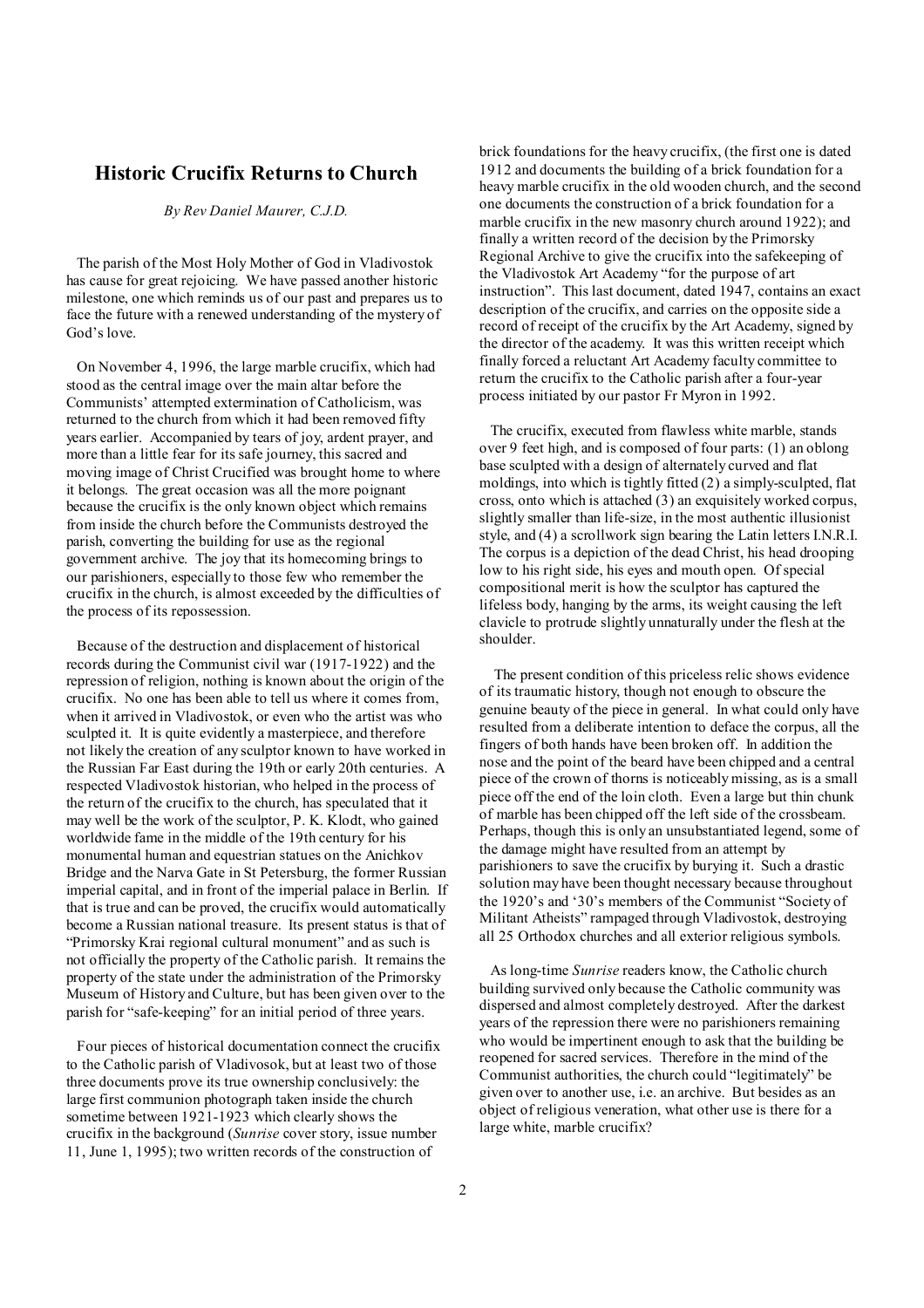## Historic Crucifix Returns to Church

*By Rev Daniel Maurer, C.J.D.*

The parish of the Most Holy Mother of God in Vladivostok has cause for great rejoicing. We have passed another historic milestone, one which reminds us of our past and prepares us to face the future with a renewed understanding of the mystery of God's love.

On November 4, 1996, the large marble crucifix, which had stood as the central image over the main altar before the Communists' attempted extermination of Catholicism, was returned to the church from which it had been removed fifty years earlier. Accompanied by tears of joy, ardent prayer, and more than a little fear for its safe journey, this sacred and moving image of Christ Crucified was brought home to where it belongs. The great occasion was all the more poignant because the crucifix is the only known object which remains from inside the church before the Communists destroyed the parish, converting the building for use as the regional government archive. The joy that its homecoming brings to our parishioners, especially to those few who remember the crucifix in the church, is almost exceeded by the difficulties of the process of its repossession.

Because of the destruction and displacement of historical records during the Communist civil war (1917-1922) and the repression of religion, nothing is known about the origin of the crucifix. No one has been able to tell us where it comes from, when it arrived in Vladivostok, or even who the artist was who sculpted it. It is quite evidently a masterpiece, and therefore not likely the creation of any sculptor known to have worked in the Russian Far East during the 19th or early 20th centuries. A respected Vladivostok historian, who helped in the process of the return of the crucifix to the church, has speculated that it may well be the work of the sculptor, P. K. Klodt, who gained worldwide fame in the middle of the 19th century for his monumental human and equestrian statues on the Anichkov Bridge and the Narva Gate in St Petersburg, the former Russian imperial capital, and in front of the imperial palace in Berlin. If that is true and can be proved, the crucifix would automatically become a Russian national treasure. Its present status is that of "Primorsky Krai regional cultural monument" and as such is not officially the property of the Catholic parish. It remains the property of the state under the administration of the Primorsky Museum of History and Culture, but has been given over to the parish for "safe-keeping" for an initial period of three years.

Four pieces of historical documentation connect the crucifix to the Catholic parish of Vladivosok, but at least two of those three documents prove its true ownership conclusively: the large first communion photograph taken inside the church sometime between 1921-1923 which clearly shows the crucifix in the background (*Sunrise* cover story, issue number 11, June 1, 1995); two written records of the construction of brick foundations for the heavy crucifix, (the first one is dated 1912 and documents the building of a brick foundation for a heavy marble crucifix in the old wooden church, and the second one documents the construction of a brick foundation for a marble crucifix in the new masonry church around 1922); and finally a written record of the decision by the Primorsky Regional Archive to give the crucifix into the safekeeping of the Vladivostok Art Academy "for the purpose of art instruction". This last document, dated 1947, contains an exact description of the crucifix, and carries on the opposite side a record of receipt of the crucifix by the Art Academy, signed by the director of the academy. It was this written receipt which finally forced a reluctant Art Academy faculty committee to return the crucifix to the Catholic parish after a four-year process initiated by our pastor Fr Myron in 1992.

The crucifix, executed from flawless white marble, stands over 9 feet high, and is composed of four parts: (1) an oblong base sculpted with a design of alternately curved and flat moldings, into which is tightly fitted (2) a simply-sculpted, flat cross, onto which is attached (3) an exquisitely worked corpus, slightly smaller than life-size, in the most authentic illusionist style, and (4) a scrollwork sign bearing the Latin letters I.N.R.I. The corpus is a depiction of the dead Christ, his head drooping low to his right side, his eyes and mouth open. Of special compositional merit is how the sculptor has captured the lifeless body, hanging by the arms, its weight causing the left clavicle to protrude slightly unnaturally under the flesh at the shoulder.

The present condition of this priceless relic shows evidence of its traumatic history, though not enough to obscure the genuine beauty of the piece in general. In what could only have resulted from a deliberate intention to deface the corpus, all the fingers of both hands have been broken off. In addition the nose and the point of the beard have been chipped and a central piece of the crown of thorns is noticeably missing, as is a small piece off the end of the loin cloth. Even a large but thin chunk of marble has been chipped off the left side of the crossbeam. Perhaps, though this is only an unsubstantiated legend, some of the damage might have resulted from an attempt by parishioners to save the crucifix by burying it. Such a drastic solution may have been thought necessary because throughout the 1920's and '30's members of the Communist "Society of Militant Atheists" rampaged through Vladivostok, destroying all 25 Orthodox churches and all exterior religious symbols.

As long-time *Sunrise* readers know, the Catholic church building survived only because the Catholic community was dispersed and almost completely destroyed. After the darkest years of the repression there were no parishioners remaining who would be impertinent enough to ask that the building be reopened for sacred services. Therefore in the mind of the Communist authorities, the church could "legitimately" be given over to another use, i.e. an archive. But besides as an object of religious veneration, what other use is there for a large white, marble crucifix?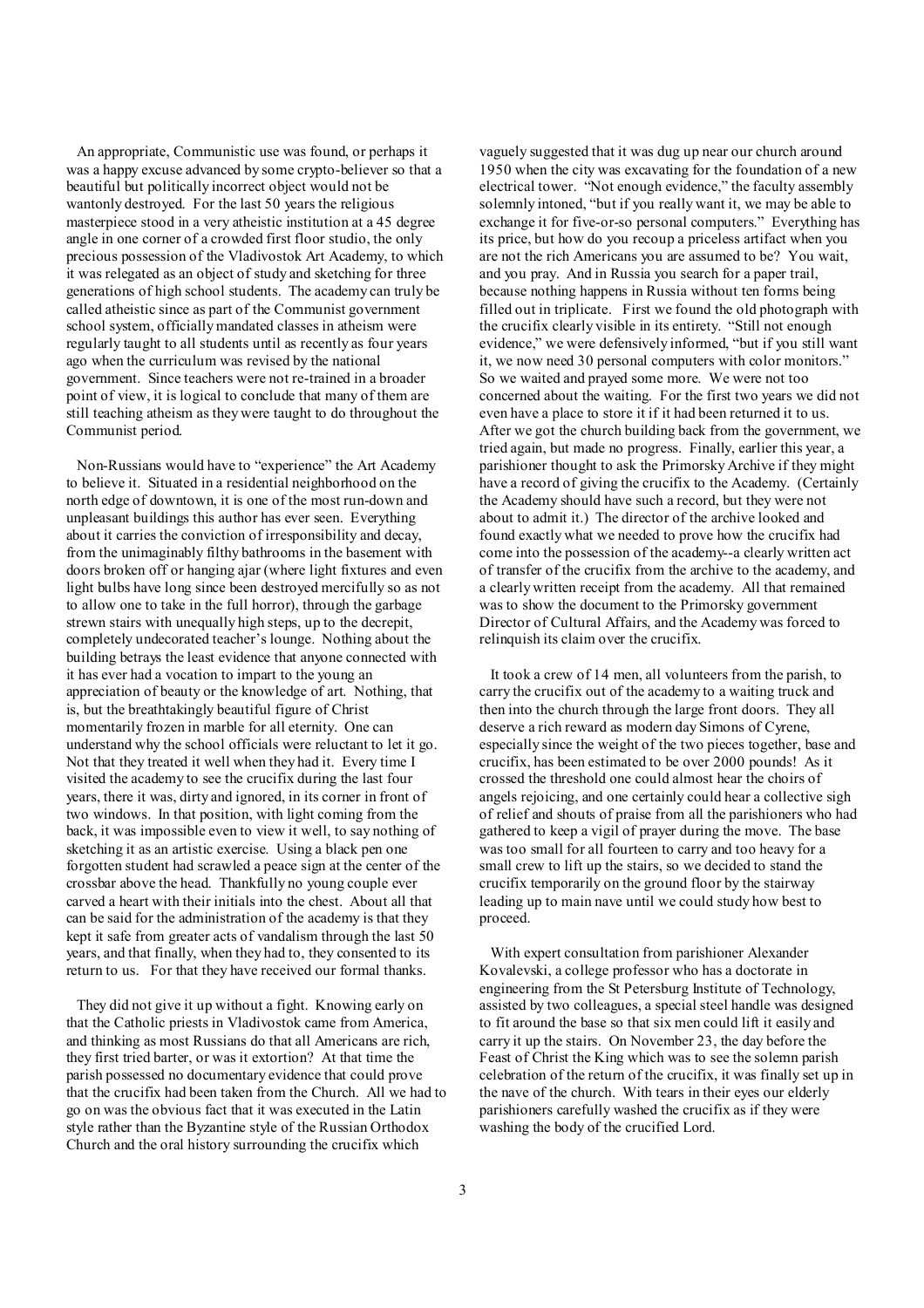An appropriate, Communistic use was found, or perhaps it was a happy excuse advanced by some crypto-believer so that a beautiful but politically incorrect object would not be wantonly destroyed. For the last 50 years the religious masterpiece stood in a very atheistic institution at a 45 degree angle in one corner of a crowded first floor studio, the only precious possession of the Vladivostok Art Academy, to which it was relegated as an object of study and sketching for three generations of high school students. The academy can truly be called atheistic since as part of the Communist government school system, officially mandated classes in atheism were regularly taught to all students until as recently as four years ago when the curriculum was revised by the national government. Since teachers were not re-trained in a broader point of view, it is logical to conclude that many of them are still teaching atheism as they were taught to do throughout the Communist period.

Non-Russians would have to "experience" the Art Academy to believe it. Situated in a residential neighborhood on the north edge of downtown, it is one of the most run-down and unpleasant buildings this author has ever seen. Everything about it carries the conviction of irresponsibility and decay, from the unimaginably filthy bathrooms in the basement with doors broken off or hanging ajar (where light fixtures and even light bulbs have long since been destroyed mercifully so as not to allow one to take in the full horror), through the garbage strewn stairs with unequally high steps, up to the decrepit, completely undecorated teacher's lounge. Nothing about the building betrays the least evidence that anyone connected with it has ever had a vocation to impart to the young an appreciation of beauty or the knowledge of art. Nothing, that is, but the breathtakingly beautiful figure of Christ momentarily frozen in marble for all eternity. One can understand why the school officials were reluctant to let it go. Not that they treated it well when they had it. Every time I visited the academy to see the crucifix during the last four years, there it was, dirty and ignored, in its corner in front of two windows. In that position, with light coming from the back, it was impossible even to view it well, to say nothing of sketching it as an artistic exercise. Using a black pen one forgotten student had scrawled a peace sign at the center of the crossbar above the head. Thankfully no young couple ever carved a heart with their initials into the chest. About all that can be said for the administration of the academy is that they kept it safe from greater acts of vandalism through the last 50 years, and that finally, when they had to, they consented to its return to us. For that they have received our formal thanks.

They did not give it up without a fight. Knowing early on that the Catholic priests in Vladivostok came from America, and thinking as most Russians do that all Americans are rich, they first tried barter, or was it extortion? At that time the parish possessed no documentary evidence that could prove that the crucifix had been taken from the Church. All we had to go on was the obvious fact that it was executed in the Latin style rather than the Byzantine style of the Russian Orthodox Church and the oral history surrounding the crucifix which vaguely suggested that it was dug up near our church around 1950 when the city was excavating for the foundation of a new electrical tower. "Not enough evidence," the faculty assembly solemnly intoned, "but if you really want it, we may be able to exchange it for five-or-so personal computers." Everything has its price, but how do you recoup a priceless artifact when you are not the rich Americans you are assumed to be? You wait, and you pray. And in Russia you search for a paper trail, because nothing happens in Russia without ten forms being filled out in triplicate. First we found the old photograph with the crucifix clearly visible in its entirety. "Still not enough evidence," we were defensively informed, "but if you still want it, we now need 30 personal computers with color monitors." So we waited and prayed some more. We were not too concerned about the waiting. For the first two years we did not even have a place to store it if it had been returned to us. After we got the church building back from the government, we tried again, but made no progress. Finally, earlier this year, a parishioner thought to ask the Primorsky Archive if they might have a record of giving the crucifix to the Academy. (Certainly the Academy should have such a record, but they were not about to admit it.) The director of the archive looked and found exactly what we needed to prove how the crucifix had come into the possession of the academy--a clearly written act of transfer of the crucifix from the archive to the academy, and a clearly written receipt from the academy. All that remained was to show the document to the Primorsky government Director of Cultural Affairs, and the Academy was forced to relinquish its claim over the crucifix.

It took a crew of 14 men, all volunteers from the parish, to carry the crucifix out of the academy to a waiting truck and then into the church through the large front doors. They all deserve a rich reward as modern day Simons of Cyrene, especially since the weight of the two pieces together, base and crucifix, has been estimated to be over 2000 pounds! As it crossed the threshold one could almost hear the choirs of angels rejoicing, and one certainly could hear a collective sigh of relief and shouts of praise from all the parishioners who had gathered to keep a vigil of prayer during the move. The base was too small for all fourteen to carry and too heavy for a small crew to lift up the stairs, so we decided to stand the crucifix temporarily on the ground floor by the stairway leading up to main nave until we could study how best to proceed.

With expert consultation from parishioner Alexander Kovalevski, a college professor who has a doctorate in engineering from the St Petersburg Institute of Technology, assisted by two colleagues, a special steel handle was designed to fit around the base so that six men could lift it easily and carry it up the stairs. On November 23, the day before the Feast of Christ the King which was to see the solemn parish celebration of the return of the crucifix, it was finally set up in the nave of the church. With tears in their eyes our elderly parishioners carefully washed the crucifix as if they were washing the body of the crucified Lord.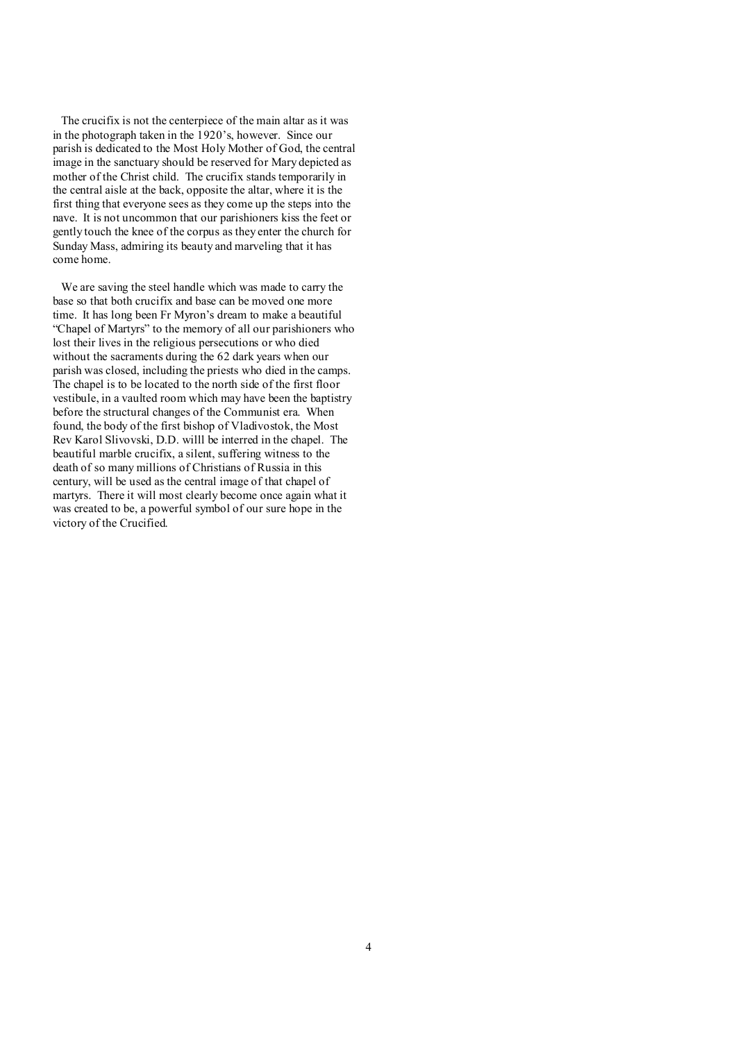The crucifix is not the centerpiece of the main altar as it was in the photograph taken in the 1920's, however. Since our parish is dedicated to the Most Holy Mother of God, the central image in the sanctuary should be reserved for Mary depicted as mother of the Christ child. The crucifix stands temporarily in the central aisle at the back, opposite the altar, where it is the first thing that everyone sees as they come up the steps into the nave. It is not uncommon that our parishioners kiss the feet or gently touch the knee of the corpus as they enter the church for Sunday Mass, admiring its beauty and marveling that it has come home.

We are saving the steel handle which was made to carry the base so that both crucifix and base can be moved one more time. It has long been Fr Myron's dream to make a beautiful "Chapel of Martyrs" to the memory of all our parishioners who lost their lives in the religious persecutions or who died without the sacraments during the 62 dark years when our parish was closed, including the priests who died in the camps. The chapel is to be located to the north side of the first floor vestibule, in a vaulted room which may have been the baptistry before the structural changes of the Communist era. When found, the body of the first bishop of Vladivostok, the Most Rev Karol Slivovski, D.D. willl be interred in the chapel. The beautiful marble crucifix, a silent, suffering witness to the death of so many millions of Christians of Russia in this century, will be used as the central image of that chapel of martyrs. There it will most clearly become once again what it was created to be, a powerful symbol of our sure hope in the victory of the Crucified.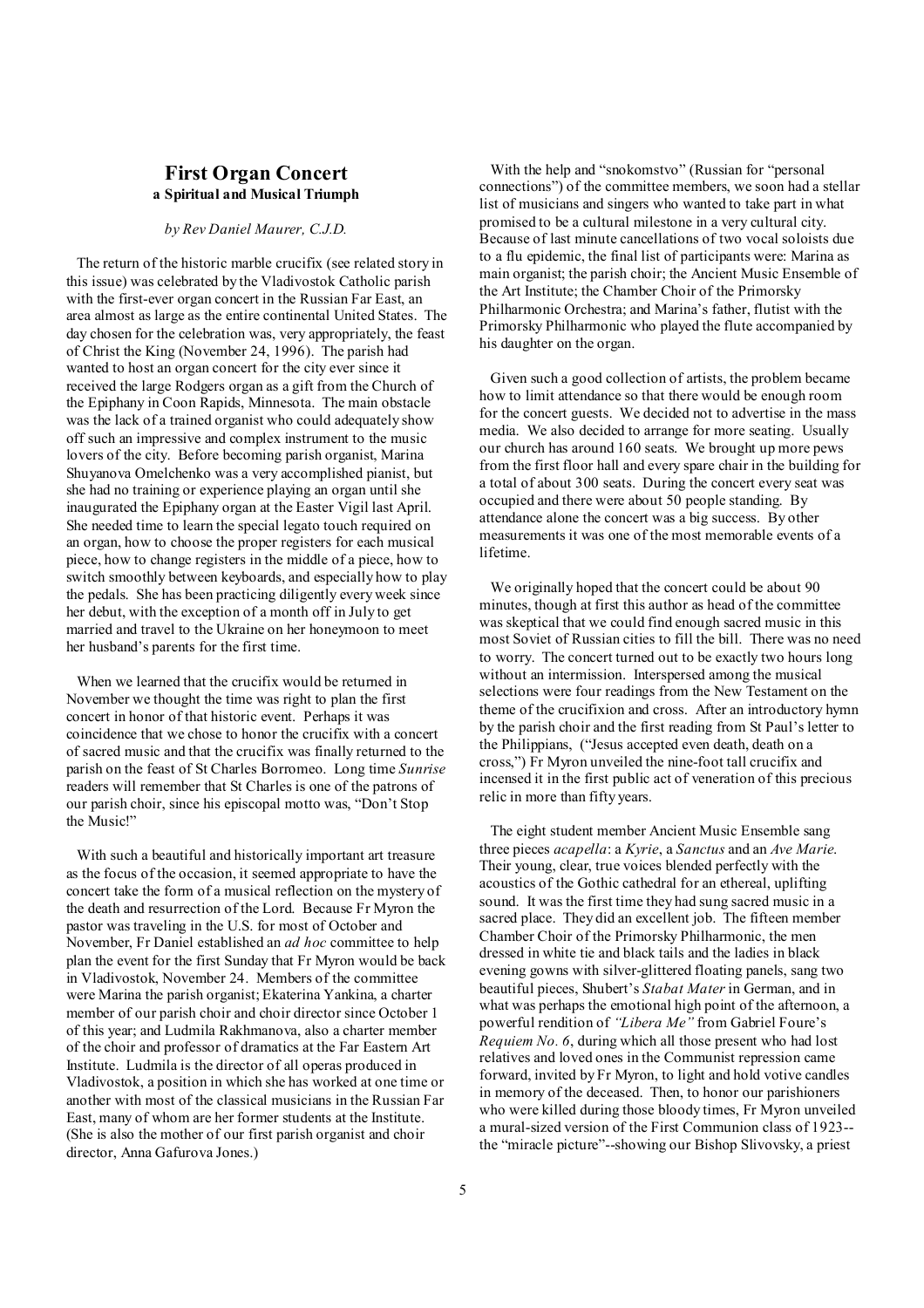## First Organ Concert

**a Spiritual and Musical Triumph**

*by Rev Daniel Maurer, C.J.D.*

The return of the historic marble crucifix (see related story in this issue) was celebrated by the Vladivostok Catholic parish with the first-ever organ concert in the Russian Far East, an area almost as large as the entire continental United States. The day chosen for the celebration was, very appropriately, the feast of Christ the King (November 24, 1996). The parish had wanted to host an organ concert for the city ever since it received the large Rodgers organ as a gift from the Church of the Epiphany in Coon Rapids, Minnesota. The main obstacle was the lack of a trained organist who could adequately show off such an impressive and complex instrument to the music lovers of the city. Before becoming parish organist, Marina Shuyanova Omelchenko was a very accomplished pianist, but she had no training or experience playing an organ until she inaugurated the Epiphany organ at the Easter Vigil last April. She needed time to learn the special legato touch required on an organ, how to choose the proper registers for each musical piece, how to change registers in the middle of a piece, how to switch smoothly between keyboards, and especially how to play the pedals. She has been practicing diligently every week since her debut, with the exception of a month off in July to get married and travel to the Ukraine on her honeymoon to meet her husband's parents for the first time.

When we learned that the crucifix would be returned in November we thought the time was right to plan the first concert in honor of that historic event. Perhaps it was coincidence that we chose to honor the crucifix with a concert of sacred music and that the crucifix was finally returned to the parish on the feast of St Charles Borromeo. Long time *Sunrise* readers will remember that St Charles is one of the patrons of our parish choir, since his episcopal motto was, "Don't Stop the Music!"

With such a beautiful and historically important art treasure as the focus of the occasion, it seemed appropriate to have the concert take the form of a musical reflection on the mystery of the death and resurrection of the Lord. Because Fr Myron the pastor was traveling in the U.S. for most of October and November, Fr Daniel established an *ad hoc* committee to help plan the event for the first Sunday that Fr Myron would be back in Vladivostok, November 24. Members of the committee were Marina the parish organist; Ekaterina Yankina, a charter member of our parish choir and choir director since October 1 of this year; and Ludmila Rakhmanova, also a charter member of the choir and professor of dramatics at the Far Eastern Art Institute. Ludmila is the director of all operas produced in Vladivostok, a position in which she has worked at one time or another with most of the classical musicians in the Russian Far East, many of whom are her former students at the Institute. (She is also the mother of our first parish organist and choir director, Anna Gafurova Jones.)

With the help and "snokomstvo" (Russian for "personal connections") of the committee members, we soon had a stellar list of musicians and singers who wanted to take part in what promised to be a cultural milestone in a very cultural city. Because of last minute cancellations of two vocal soloists due to a flu epidemic, the final list of participants were: Marina as main organist; the parish choir; the Ancient Music Ensemble of the Art Institute; the Chamber Choir of the Primorsky Philharmonic Orchestra; and Marina's father, flutist with the Primorsky Philharmonic who played the flute accompanied by his daughter on the organ.

Given such a good collection of artists, the problem became how to limit attendance so that there would be enough room for the concert guests. We decided not to advertise in the mass media. We also decided to arrange for more seating. Usually our church has around 160 seats. We brought up more pews from the first floor hall and every spare chair in the building for a total of about 300 seats. During the concert every seat was occupied and there were about 50 people standing. By attendance alone the concert was a big success. By other measurements it was one of the most memorable events of a lifetime.

We originally hoped that the concert could be about 90 minutes, though at first this author as head of the committee was skeptical that we could find enough sacred music in this most Soviet of Russian cities to fill the bill. There was no need to worry. The concert turned out to be exactly two hours long without an intermission. Interspersed among the musical selections were four readings from the New Testament on the theme of the crucifixion and cross. After an introductory hymn by the parish choir and the first reading from St Paul's letter to the Philippians, ("Jesus accepted even death, death on a cross,") Fr Myron unveiled the nine-foot tall crucifix and incensed it in the first public act of veneration of this precious relic in more than fifty years.

The eight student member Ancient Music Ensemble sang three pieces *acapella*: a *Kyrie*, a *Sanctus* and an *Ave Marie*. Their young, clear, true voices blended perfectly with the acoustics of the Gothic cathedral for an ethereal, uplifting sound. It was the first time they had sung sacred music in a sacred place. They did an excellent job. The fifteen member Chamber Choir of the Primorsky Philharmonic, the men dressed in white tie and black tails and the ladies in black evening gowns with silver-glittered floating panels, sang two beautiful pieces, Shubert's *Stabat Mater* in German, and in what was perhaps the emotional high point of the afternoon, a powerful rendition of *"Libera Me"* from Gabriel Foure's *Requiem No. 6*, during which all those present who had lost relatives and loved ones in the Communist repression came forward, invited by Fr Myron, to light and hold votive candles in memory of the deceased. Then, to honor our parishioners who were killed during those bloody times, Fr Myron unveiled a mural-sized version of the First Communion class of 1923--the "miracle picture"--showing our Bishop Slivovsky, a priest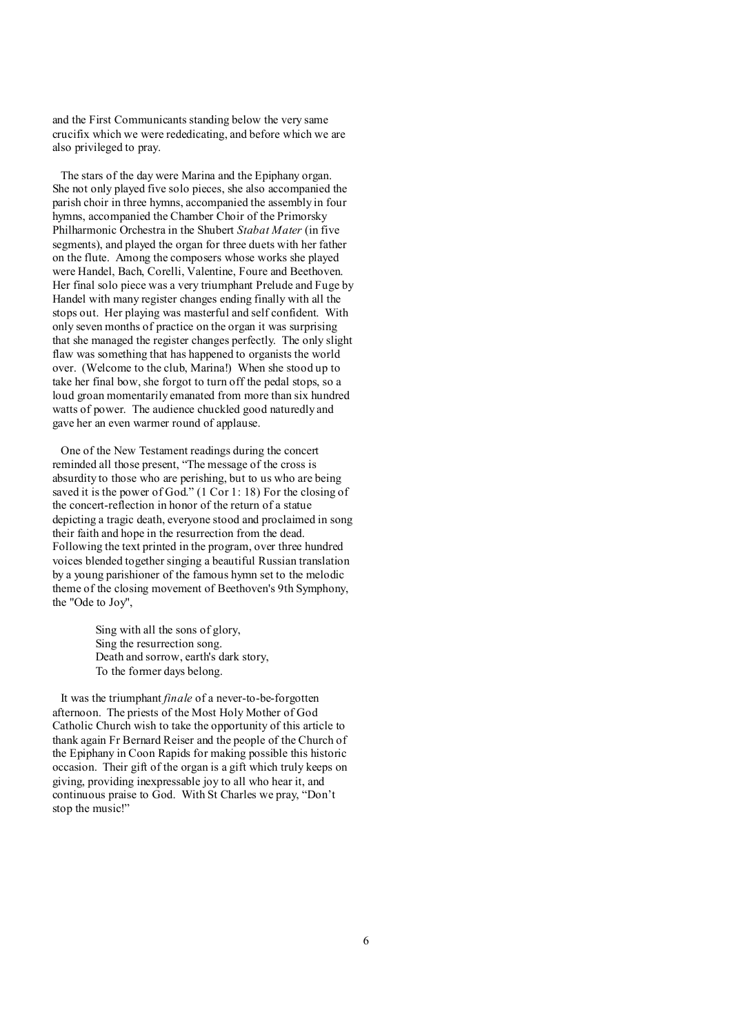and the First Communicants standing below the very same crucifix which we were rededicating, and before which we are also privileged to pray.

The stars of the day were Marina and the Epiphany organ. She not only played five solo pieces, she also accompanied the parish choir in three hymns, accompanied the assembly in four hymns, accompanied the Chamber Choir of the Primorsky Philharmonic Orchestra in the Shubert *Stabat Mater* (in five segments), and played the organ for three duets with her father on the flute. Among the composers whose works she played were Handel, Bach, Corelli, Valentine, Foure and Beethoven. Her final solo piece was a very triumphant Prelude and Fuge by Handel with many register changes ending finally with all the stops out. Her playing was masterful and self confident. With only seven months of practice on the organ it was surprising that she managed the register changes perfectly. The only slight flaw was something that has happened to organists the world over. (Welcome to the club, Marina!) When she stood up to take her final bow, she forgot to turn off the pedal stops, so a loud groan momentarily emanated from more than six hundred watts of power. The audience chuckled good naturedly and gave her an even warmer round of applause.

One of the New Testament readings during the concert reminded all those present, “The message of the cross is absurdity to those who are perishing, but to us who are being saved it is the power of God.” (1 Cor 1: 18) For the closing of the concert-reflection in honor of the return of a statue depicting a tragic death, everyone stood and proclaimed in song their faith and hope in the resurrection from the dead. Following the text printed in the program, over three hundred voices blended together singing a beautiful Russian translation by a young parishioner of the famous hymn set to the melodic theme of the closing movement of Beethoven's 9th Symphony, the "Ode to Joy",

> Sing with all the sons of glory,
> Sing the resurrection song.
> Death and sorrow, earth's dark story,
> To the former days belong.

It was the triumphant *finale* of a never-to-be-forgotten afternoon. The priests of the Most Holy Mother of God Catholic Church wish to take the opportunity of this article to thank again Fr Bernard Reiser and the people of the Church of the Epiphany in Coon Rapids for making possible this historic occasion. Their gift of the organ is a gift which truly keeps on giving, providing inexpressable joy to all who hear it, and continuous praise to God. With St Charles we pray, “Don't stop the music!”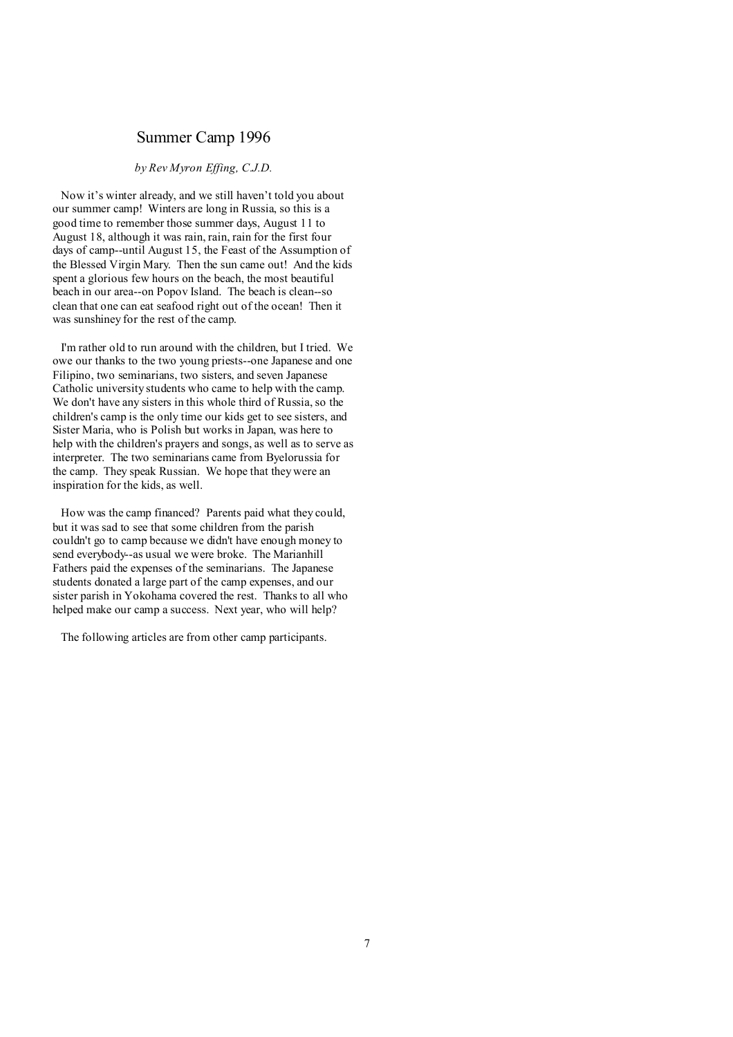# Summary Camp 1996

# Summer Camp 1996

*by Rev Myron Effing, C.J.D.*

Now it's winter already, and we still haven't told you about our summer camp! Winters are long in Russia, so this is a good time to remember those summer days, August 11 to August 18, although it was rain, rain, rain for the first four days of camp--until August 15, the Feast of the Assumption of the Blessed Virgin Mary. Then the sun came out! And the kids spent a glorious few hours on the beach, the most beautiful beach in our area--on Popov Island. The beach is clean--so clean that one can eat seafood right out of the ocean! Then it was sunshiney for the rest of the camp.

I'm rather old to run around with the children, but I tried. We owe our thanks to the two young priests--one Japanese and one Filipino, two seminarians, two sisters, and seven Japanese Catholic university students who came to help with the camp. We don't have any sisters in this whole third of Russia, so the children's camp is the only time our kids get to see sisters, and Sister Maria, who is Polish but works in Japan, was here to help with the children's prayers and songs, as well as to serve as interpreter. The two seminarians came from Byelorussia for the camp. They speak Russian. We hope that they were an inspiration for the kids, as well.

How was the camp financed? Parents paid what they could, but it was sad to see that some children from the parish couldn't go to camp because we didn't have enough money to send everybody--as usual we were broke. The Marianhill Fathers paid the expenses of the seminarians. The Japanese students donated a large part of the camp expenses, and our sister parish in Yokohama covered the rest. Thanks to all who helped make our camp a success. Next year, who will help?

The following articles are from other camp participants.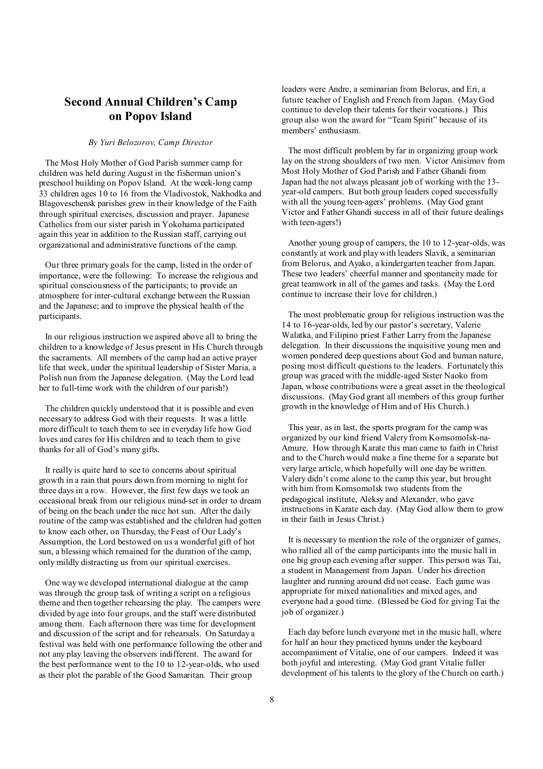## Second Annual Children's Camp on Popov Island

*By Yuri Belozorov, Camp Director*

The Most Holy Mother of God Parish summer camp for children was held during August in the fisherman union's preschool building on Popov Island. At the week-long camp 33 children ages 10 to 16 from the Vladivostok, Nakhodka and Blagoveschensk parishes grew in their knowledge of the Faith through spiritual exercises, discussion and prayer. Japanese Catholics from our sister parish in Yokohama participated again this year in addition to the Russian staff, carrying out organizational and administrative functions of the camp.

Our three primary goals for the camp, listed in the order of importance, were the following: To increase the religious and spiritual consciousness of the participants; to provide an atmosphere for inter-cultural exchange between the Russian and the Japanese; and to improve the physical health of the participants.

In our religious instruction we aspired above all to bring the children to a knowledge of Jesus present in His Church through the sacraments. All members of the camp had an active prayer life that week, under the spiritual leadership of Sister Maria, a Polish nun from the Japanese delegation. (May the Lord lead her to full-time work with the children of our parish!)

The children quickly understood that it is possible and even necessary to address God with their requests. It was a little more difficult to teach them to see in everyday life how God loves and cares for His children and to teach them to give thanks for all of God's many gifts.

It really is quite hard to see to concerns about spiritual growth in a rain that pours down from morning to night for three days in a row. However, the first few days we took an occasional break from our religious mind-set in order to dream of being on the beach under the nice hot sun. After the daily routine of the camp was established and the children had gotten to know each other, on Thursday, the Feast of Our Lady's Assumption, the Lord bestowed on us a wonderful gift of hot sun, a blessing which remained for the duration of the camp, only mildly distracting us from our spiritual exercises.

One way we developed international dialogue at the camp was through the group task of writing a script on a religious theme and then together rehearsing the play. The campers were divided by age into four groups, and the staff were distributed among them. Each afternoon there was time for development and discussion of the script and for rehearsals. On Saturday a festival was held with one performance following the other and not any play leaving the observers indifferent. The award for the best performance went to the 10 to 12-year-olds, who used as their plot the parable of the Good Samaritan. Their group leaders were Andre, a seminarian from Belorus, and Eri, a future teacher of English and French from Japan. (May God continue to develop their talents for their vocations.) This group also won the award for "Team Spirit" because of its members' enthusiasm.

The most difficult problem by far in organizing group work lay on the strong shoulders of two men. Victor Anisimov from Most Holy Mother of God Parish and Father Ghandi from Japan had the not always pleasant job of working with the 13-year-old campers. But both group leaders coped successfully with all the young teen-agers' problems. (May God grant Victor and Father Ghandi success in all of their future dealings with teen-agers!)

Another young group of campers, the 10 to 12-year-olds, was constantly at work and play with leaders Slavik, a seminarian from Belorus, and Ayako, a kindergarten teacher from Japan. These two leaders' cheerful manner and spontaneity made for great teamwork in all of the games and tasks. (May the Lord continue to increase their love for children.)

The most problematic group for religious instruction was the 14 to 16-year-olds, led by our pastor's secretary, Valerie Walatka, and Filipino priest Father Larry from the Japanese delegation. In their discussions the inquisitive young men and women pondered deep questions about God and human nature, posing most difficult questions to the leaders. Fortunately this group was graced with the middle-aged Sister Naoko from Japan, whose contributions were a great asset in the theological discussions. (May God grant all members of this group further growth in the knowledge of Him and of His Church.)

This year, as in last, the sports program for the camp was organized by our kind friend Valery from Komsomolsk-na-Amure. How through Karate this man came to faith in Christ and to the Church would make a fine theme for a separate but very large article, which hopefully will one day be written. Valery didn't come alone to the camp this year, but brought with him from Komsomolsk two students from the pedagogical institute, Aleksy and Alexander, who gave instructions in Karate each day. (May God allow them to grow in their faith in Jesus Christ.)

It is necessary to mention the role of the organizer of games, who rallied all of the camp participants into the music hall in one big group each evening after supper. This person was Tai, a student in Management from Japan. Under his direction laughter and running around did not cease. Each game was appropriate for mixed nationalities and mixed ages, and everyone had a good time. (Blessed be God for giving Tai the job of organizer.)

Each day before lunch everyone met in the music hall, where for half an hour they practiced hymns under the keyboard accompaniment of Vitalie, one of our campers. Indeed it was both joyful and interesting. (May God grant Vitalie fuller development of his talents to the glory of the Church on earth.)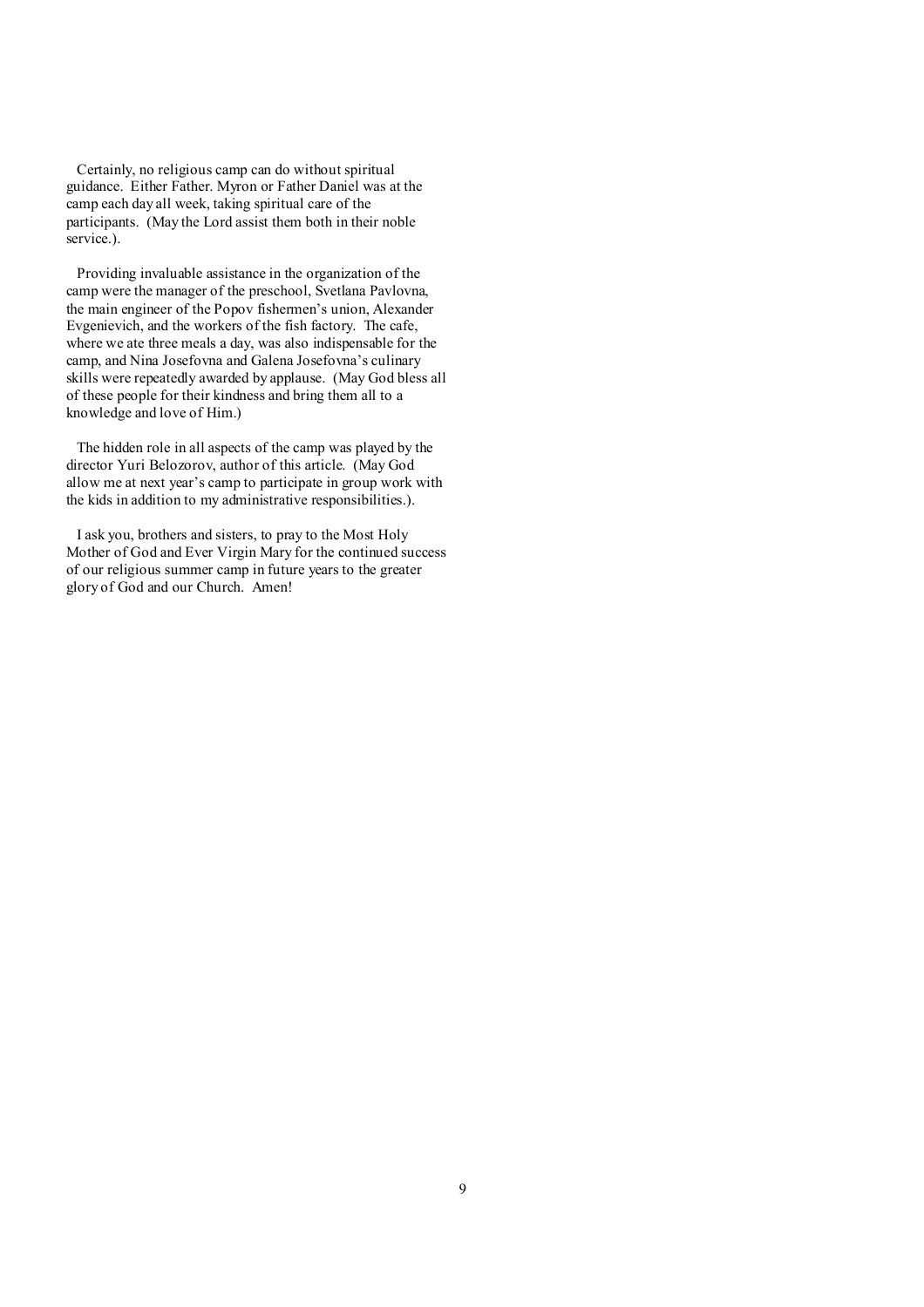Certainly, no religious camp can do without spiritual guidance. Either Father. Myron or Father Daniel was at the camp each day all week, taking spiritual care of the participants. (May the Lord assist them both in their noble service.).

Providing invaluable assistance in the organization of the camp were the manager of the preschool, Svetlana Pavlovna, the main engineer of the Popov fishermen's union, Alexander Evgenievich, and the workers of the fish factory. The cafe, where we ate three meals a day, was also indispensable for the camp, and Nina Josefovna and Galena Josefovna's culinary skills were repeatedly awarded by applause. (May God bless all of these people for their kindness and bring them all to a knowledge and love of Him.)

The hidden role in all aspects of the camp was played by the director Yuri Belozorov, author of this article. (May God allow me at next year's camp to participate in group work with the kids in addition to my administrative responsibilities.).

I ask you, brothers and sisters, to pray to the Most Holy Mother of God and Ever Virgin Mary for the continued success of our religious summer camp in future years to the greater glory of God and our Church. Amen!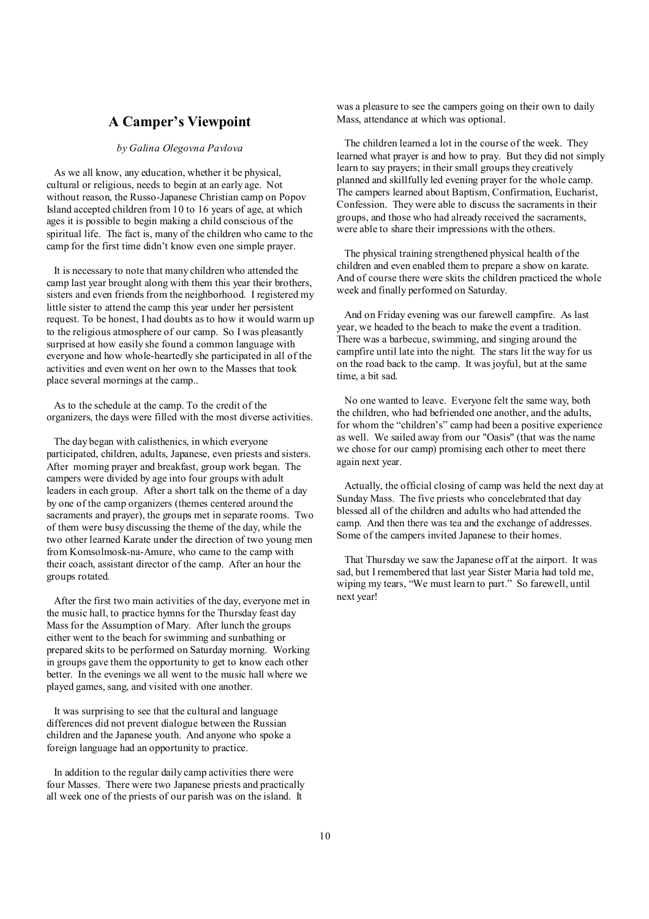## A Camper's Viewpoint

*by Galina Olegovna Pavlova*

As we all know, any education, whether it be physical, cultural or religious, needs to begin at an early age. Not without reason, the Russo-Japanese Christian camp on Popov Island accepted children from 10 to 16 years of age, at which ages it is possible to begin making a child conscious of the spiritual life. The fact is, many of the children who came to the camp for the first time didn't know even one simple prayer.

It is necessary to note that many children who attended the camp last year brought along with them this year their brothers, sisters and even friends from the neighborhood. I registered my little sister to attend the camp this year under her persistent request. To be honest, I had doubts as to how it would warm up to the religious atmosphere of our camp. So I was pleasantly surprised at how easily she found a common language with everyone and how whole-heartedly she participated in all of the activities and even went on her own to the Masses that took place several mornings at the camp..

As to the schedule at the camp. To the credit of the organizers, the days were filled with the most diverse activities.

The day began with calisthenics, in which everyone participated, children, adults, Japanese, even priests and sisters. After morning prayer and breakfast, group work began. The campers were divided by age into four groups with adult leaders in each group. After a short talk on the theme of a day by one of the camp organizers (themes centered around the sacraments and prayer), the groups met in separate rooms. Two of them were busy discussing the theme of the day, while the two other learned Karate under the direction of two young men from Komsolmosk-na-Amure, who came to the camp with their coach, assistant director of the camp. After an hour the groups rotated.

After the first two main activities of the day, everyone met in the music hall, to practice hymns for the Thursday feast day Mass for the Assumption of Mary. After lunch the groups either went to the beach for swimming and sunbathing or prepared skits to be performed on Saturday morning. Working in groups gave them the opportunity to get to know each other better. In the evenings we all went to the music hall where we played games, sang, and visited with one another.

It was surprising to see that the cultural and language differences did not prevent dialogue between the Russian children and the Japanese youth. And anyone who spoke a foreign language had an opportunity to practice.

In addition to the regular daily camp activities there were four Masses. There were two Japanese priests and practically all week one of the priests of our parish was on the island. It was a pleasure to see the campers going on their own to daily Mass, attendance at which was optional.

The children learned a lot in the course of the week. They learned what prayer is and how to pray. But they did not simply learn to say prayers; in their small groups they creatively planned and skillfully led evening prayer for the whole camp. The campers learned about Baptism, Confirmation, Eucharist, Confession. They were able to discuss the sacraments in their groups, and those who had already received the sacraments, were able to share their impressions with the others.

The physical training strengthened physical health of the children and even enabled them to prepare a show on karate. And of course there were skits the children practiced the whole week and finally performed on Saturday.

And on Friday evening was our farewell campfire. As last year, we headed to the beach to make the event a tradition. There was a barbecue, swimming, and singing around the campfire until late into the night. The stars lit the way for us on the road back to the camp. It was joyful, but at the same time, a bit sad.

No one wanted to leave. Everyone felt the same way, both the children, who had befriended one another, and the adults, for whom the "children's" camp had been a positive experience as well. We sailed away from our "Oasis" (that was the name we chose for our camp) promising each other to meet there again next year.

Actually, the official closing of camp was held the next day at Sunday Mass. The five priests who concelebrated that day blessed all of the children and adults who had attended the camp. And then there was tea and the exchange of addresses. Some of the campers invited Japanese to their homes.

That Thursday we saw the Japanese off at the airport. It was sad, but I remembered that last year Sister Maria had told me, wiping my tears, "We must learn to part." So farewell, until next year!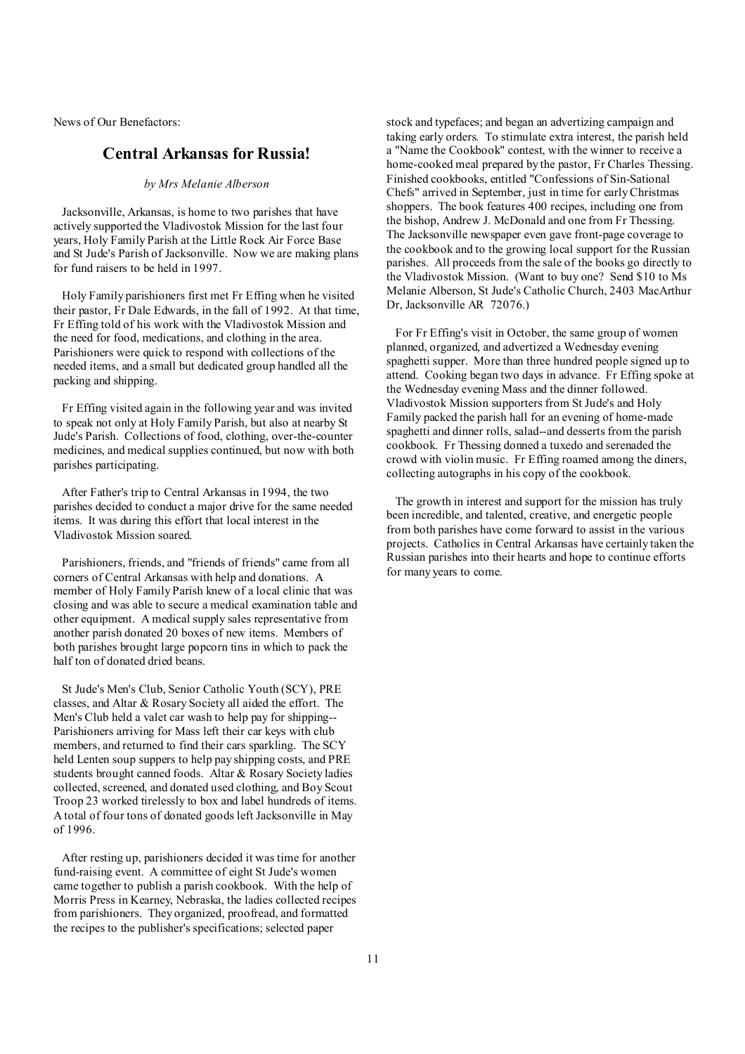News of Our Benefactors:

## Central Arkansas for Russia!

*by Mrs Melanie Alberson*

Jacksonville, Arkansas, is home to two parishes that have actively supported the Vladivostok Mission for the last four years, Holy Family Parish at the Little Rock Air Force Base and St Jude's Parish of Jacksonville. Now we are making plans for fund raisers to be held in 1997.

Holy Family parishioners first met Fr Effing when he visited their pastor, Fr Dale Edwards, in the fall of 1992. At that time, Fr Effing told of his work with the Vladivostok Mission and the need for food, medications, and clothing in the area. Parishioners were quick to respond with collections of the needed items, and a small but dedicated group handled all the packing and shipping.

Fr Effing visited again in the following year and was invited to speak not only at Holy Family Parish, but also at nearby St Jude's Parish. Collections of food, clothing, over-the-counter medicines, and medical supplies continued, but now with both parishes participating.

After Father's trip to Central Arkansas in 1994, the two parishes decided to conduct a major drive for the same needed items. It was during this effort that local interest in the Vladivostok Mission soared.

Parishioners, friends, and "friends of friends" came from all corners of Central Arkansas with help and donations. A member of Holy Family Parish knew of a local clinic that was closing and was able to secure a medical examination table and other equipment. A medical supply sales representative from another parish donated 20 boxes of new items. Members of both parishes brought large popcorn tins in which to pack the half ton of donated dried beans.

St Jude's Men's Club, Senior Catholic Youth (SCY), PRE classes, and Altar & Rosary Society all aided the effort. The Men's Club held a valet car wash to help pay for shipping-- Parishioners arriving for Mass left their car keys with club members, and returned to find their cars sparkling. The SCY held Lenten soup suppers to help pay shipping costs, and PRE students brought canned foods. Altar & Rosary Society ladies collected, screened, and donated used clothing, and Boy Scout Troop 23 worked tirelessly to box and label hundreds of items. A total of four tons of donated goods left Jacksonville in May of 1996.

After resting up, parishioners decided it was time for another fund-raising event. A committee of eight St Jude's women came together to publish a parish cookbook. With the help of Morris Press in Kearney, Nebraska, the ladies collected recipes from parishioners. They organized, proofread, and formatted the recipes to the publisher's specifications; selected paper stock and typefaces; and began an advertizing campaign and taking early orders. To stimulate extra interest, the parish held a "Name the Cookbook" contest, with the winner to receive a home-cooked meal prepared by the pastor, Fr Charles Thessing. Finished cookbooks, entitled "Confessions of Sin-Sational Chefs" arrived in September, just in time for early Christmas shoppers. The book features 400 recipes, including one from the bishop, Andrew J. McDonald and one from Fr Thessing. The Jacksonville newspaper even gave front-page coverage to the cookbook and to the growing local support for the Russian parishes. All proceeds from the sale of the books go directly to the Vladivostok Mission. (Want to buy one? Send $10 to Ms Melanie Alberson, St Jude's Catholic Church, 2403 MacArthur Dr, Jacksonville AR 72076.)

For Fr Effing's visit in October, the same group of women planned, organized, and advertized a Wednesday evening spaghetti supper. More than three hundred people signed up to attend. Cooking began two days in advance. Fr Effing spoke at the Wednesday evening Mass and the dinner followed. Vladivostok Mission supporters from St Jude's and Holy Family packed the parish hall for an evening of home-made spaghetti and dinner rolls, salad--and desserts from the parish cookbook. Fr Thessing donned a tuxedo and serenaded the crowd with violin music. Fr Effing roamed among the diners, collecting autographs in his copy of the cookbook.

The growth in interest and support for the mission has truly been incredible, and talented, creative, and energetic people from both parishes have come forward to assist in the various projects. Catholics in Central Arkansas have certainly taken the Russian parishes into their hearts and hope to continue efforts for many years to come.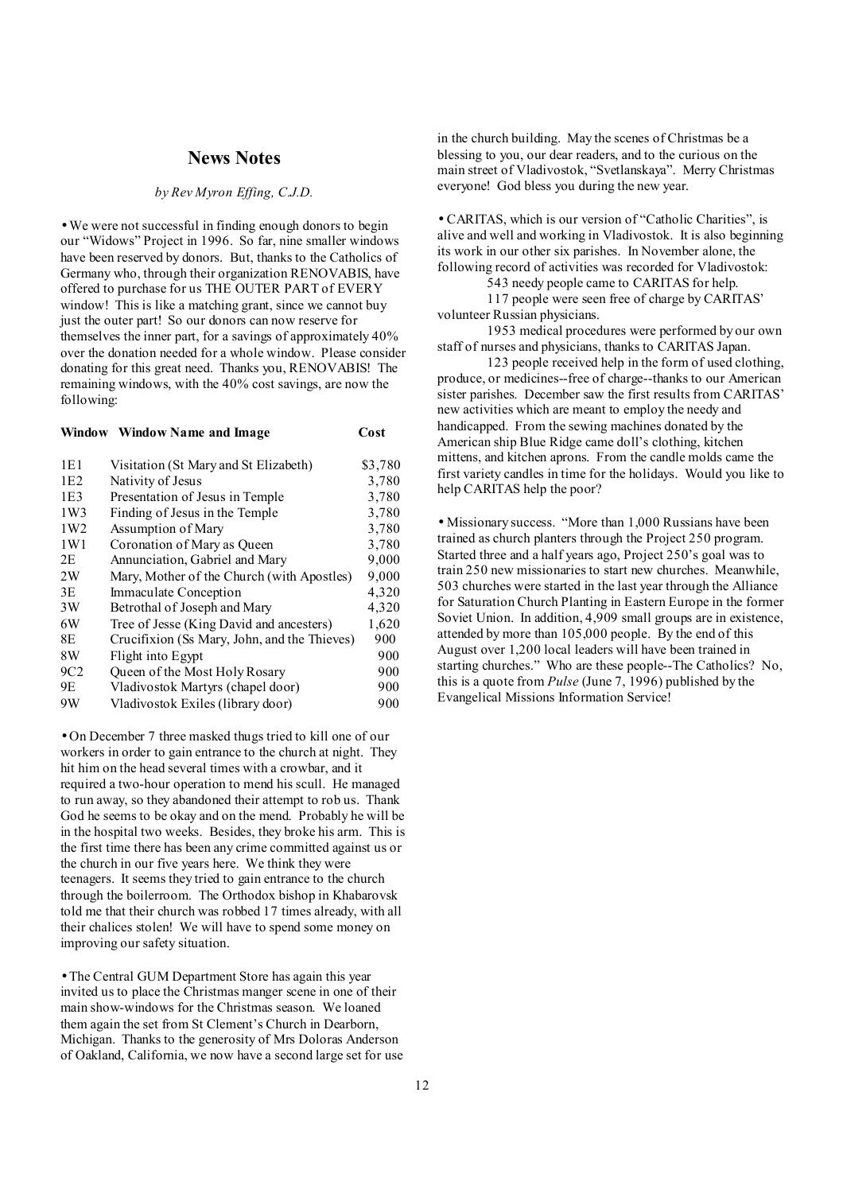## News Notes

*by Rev Myron Effing, C.J.D.*

• We were not successful in finding enough donors to begin our "Widows" Project in 1996. So far, nine smaller windows have been reserved by donors. But, thanks to the Catholics of Germany who, through their organization RENOVABIS, have offered to purchase for us THE OUTER PART of EVERY window! This is like a matching grant, since we cannot buy just the outer part! So our donors can now reserve for themselves the inner part, for a savings of approximately 40% over the donation needed for a whole window. Please consider donating for this great need. Thanks you, RENOVABIS! The remaining windows, with the 40% cost savings, are now the following:

| Window | Window Name and Image | Cost |
|---|---|---|
| 1E1 | Visitation (St Mary and St Elizabeth) | $3,780 |
| 1E2 | Nativity of Jesus | 3,780 |
| 1E3 | Presentation of Jesus in Temple | 3,780 |
| 1W3 | Finding of Jesus in the Temple | 3,780 |
| 1W2 | Assumption of Mary | 3,780 |
| 1W1 | Coronation of Mary as Queen | 3,780 |
| 2E | Annunciation, Gabriel and Mary | 9,000 |
| 2W | Mary, Mother of the Church (with Apostles) | 9,000 |
| 3E | Immaculate Conception | 4,320 |
| 3W | Betrothal of Joseph and Mary | 4,320 |
| 6W | Tree of Jesse (King David and ancestors) | 1,620 |
| 8E | Crucifixion (Ss Mary, John, and the Thieves) | 900 |
| 8W | Flight into Egypt | 900 |
| 9C2 | Queen of the Most Holy Rosary | 900 |
| 9E | Vladivostok Martyrs (chapel door) | 900 |
| 9W | Vladivostok Exiles (library door) | 900 |

• On December 7 three masked thugs tried to kill one of our workers in order to gain entrance to the church at night. They hit him on the head several times with a crowbar, and it required a two-hour operation to mend his scull. He managed to run away, so they abandoned their attempt to rob us. Thank God he seems to be okay and on the mend. Probably he will be in the hospital two weeks. Besides, they broke his arm. This is the first time there has been any crime committed against us or the church in our five years here. We think they were teenagers. It seems they tried to gain entrance to the church through the boilerroom. The Orthodox bishop in Khabarovsk told me that their church was robbed 17 times already, with all their chalices stolen! We will have to spend some money on improving our safety situation.

• The Central GUM Department Store has again this year invited us to place the Christmas manger scene in one of their main show-windows for the Christmas season. We loaned them again the set from St Clement's Church in Dearborn, Michigan. Thanks to the generosity of Mrs Doloras Anderson of Oakland, California, we now have a second large set for use in the church building. May the scenes of Christmas be a blessing to you, our dear readers, and to the curious on the main street of Vladivostok, "Svetlanskaya". Merry Christmas everyone! God bless you during the new year.

• CARITAS, which is our version of "Catholic Charities", is alive and well and working in Vladivostok. It is also beginning its work in our other six parishes. In November alone, the following record of activities was recorded for Vladivostok:

543 needy people came to CARITAS for help.

117 people were seen free of charge by CARITAS' volunteer Russian physicians.

1953 medical procedures were performed by our own staff of nurses and physicians, thanks to CARITAS Japan.

123 people received help in the form of used clothing, produce, or medicines--free of charge--thanks to our American sister parishes. December saw the first results from CARITAS' new activities which are meant to employ the needy and handicapped. From the sewing machines donated by the American ship Blue Ridge came doll's clothing, kitchen mittens, and kitchen aprons. From the candle molds came the first variety candles in time for the holidays. Would you like to help CARITAS help the poor?

• Missionary success. "More than 1,000 Russians have been trained as church planters through the Project 250 program. Started three and a half years ago, Project 250's goal was to train 250 new missionaries to start new churches. Meanwhile, 503 churches were started in the last year through the Alliance for Saturation Church Planting in Eastern Europe in the former Soviet Union. In addition, 4,909 small groups are in existence, attended by more than 105,000 people. By the end of this August over 1,200 local leaders will have been trained in starting churches." Who are these people--The Catholics? No, this is a quote from *Pulse* (June 7, 1996) published by the Evangelical Missions Information Service!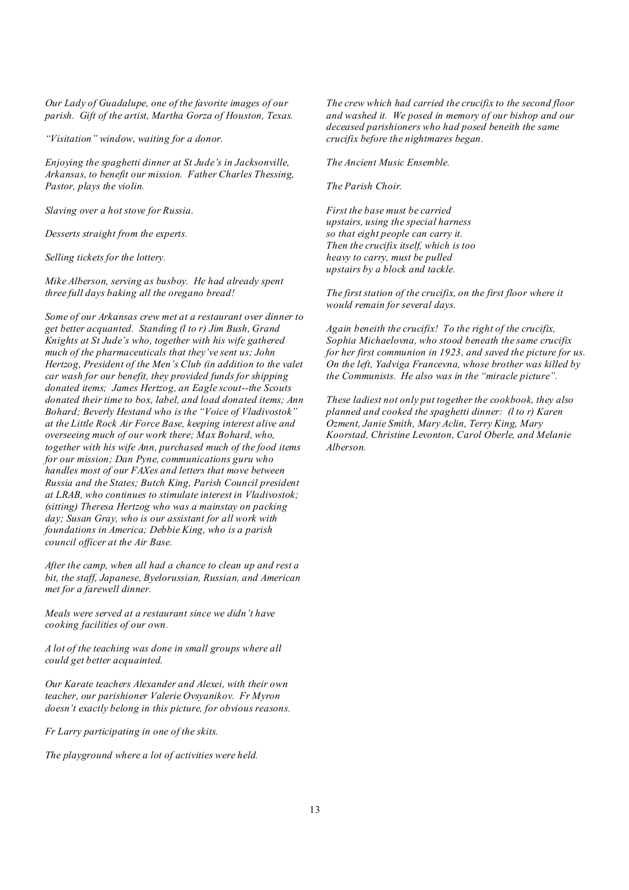*Our Lady of Guadalupe, one of the favorite images of our parish. Gift of the artist, Martha Gorza of Houston, Texas.*

*"Visitation" window, waiting for a donor.*

*Enjoying the spaghetti dinner at St Jude's in Jacksonville, Arkansas, to benefit our mission. Father Charles Thessing, Pastor, plays the violin.*

*Slaving over a hot stove for Russia.*

*Desserts straight from the experts.*

*Selling tickets for the lottery.*

*Mike Alberson, serving as busboy. He had already spent three full days baking all the oregano bread!*

*Some of our Arkansas crew met at a restaurant over dinner to get better acquanted. Standing (l to r) Jim Bush, Grand Knights at St Jude's who, together with his wife gathered much of the pharmaceuticals that they've sent us; John Hertzog, President of the Men's Club (in addition to the valet car wash for our benefit, they provided funds for shipping donated items; James Hertzog, an Eagle scout--the Scouts donated their time to box, label, and load donated items; Ann Bohard; Beverly Hestand who is the "Voice of Vladivostok" at the Little Rock Air Force Base, keeping interest alive and overseeing much of our work there; Max Bohard, who, together with his wife Ann, purchased much of the food items for our mission; Dan Pyne, communications guru who handles most of our FAXes and letters that move between Russia and the States; Butch King, Parish Council president at LRAB, who continues to stimulate interest in Vladivostok; (sitting) Theresa Hertzog who was a mainstay on packing day; Susan Gray, who is our assistant for all work with foundations in America; Debbie King, who is a parish council officer at the Air Base.*

*After the camp, when all had a chance to clean up and rest a bit, the staff, Japanese, Byelorussian, Russian, and American met for a farewell dinner.*

*Meals were served at a restaurant since we didn't have cooking facilities of our own.*

*A lot of the teaching was done in small groups where all could get better acquainted.*

*Our Karate teachers Alexander and Alexei, with their own teacher, our parishioner Valerie Ovsyanikov. Fr Myron doesn't exactly belong in this picture, for obvious reasons.*

*Fr Larry participating in one of the skits.*

*The playground where a lot of activities were held.*

*The crew which had carried the crucifix to the second floor and washed it. We posed in memory of our bishop and our deceased parishioners who had posed beneith the same crucifix before the nightmares began.*

*The Ancient Music Ensemble.*

*The Parish Choir.*

*First the base must be carried upstairs, using the special harness so that eight people can carry it. Then the crucifix itself, which is too heavy to carry, must be pulled upstairs by a block and tackle.*

*The first station of the crucifix, on the first floor where it would remain for several days.*

*Again beneith the crucifix! To the right of the crucifix, Sophia Michaelovna, who stood beneath the same crucifix for her first communion in 1923, and saved the picture for us. On the left, Yadviga Francevna, whose brother was killed by the Communists. He also was in the "miracle picture".*

*These ladiest not only put together the cookbook, they also planned and cooked the spaghetti dinner: (l to r) Karen Ozment, Janie Smith, Mary Aclin, Terry King, Mary Koorstad, Christine Levonton, Carol Oberle, and Melanie Alberson.*